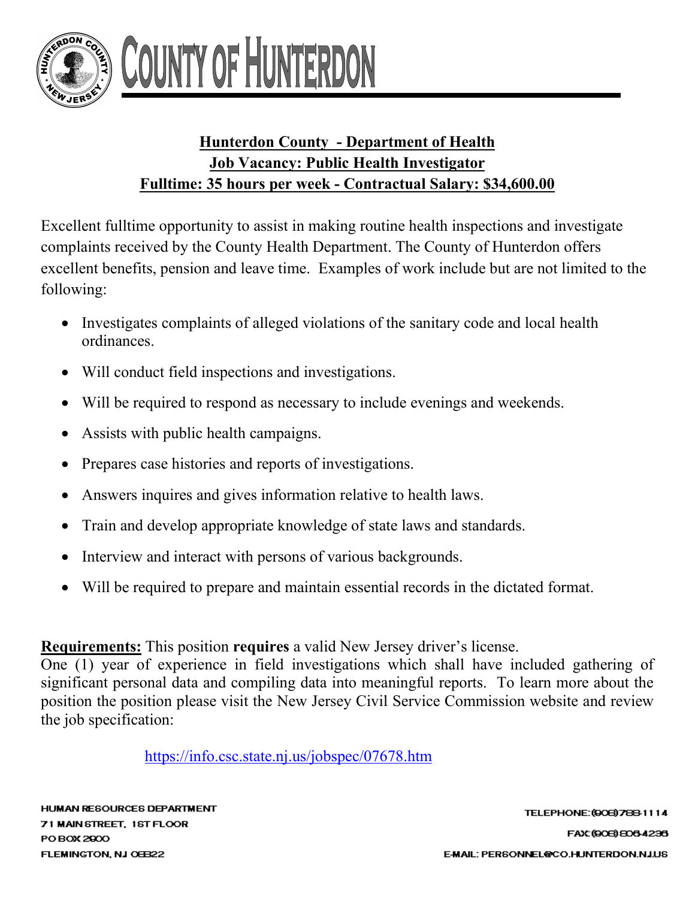# COUNTY OF HUNTERDON

## Hunterdon County - Department of Health
## Job Vacancy: Public Health Investigator
## Fulltime: 35 hours per week - Contractual Salary: $34,600.00

Excellent fulltime opportunity to assist in making routine health inspections and investigate complaints received by the County Health Department. The County of Hunterdon offers excellent benefits, pension and leave time. Examples of work include but are not limited to the following:

- Investigates complaints of alleged violations of the sanitary code and local health ordinances.
- Will conduct field inspections and investigations.
- Will be required to respond as necessary to include evenings and weekends.
- Assists with public health campaigns.
- Prepares case histories and reports of investigations.
- Answers inquires and gives information relative to health laws.
- Train and develop appropriate knowledge of state laws and standards.
- Interview and interact with persons of various backgrounds.
- Will be required to prepare and maintain essential records in the dictated format.

**Requirements:** This position **requires** a valid New Jersey driver's license.
One (1) year of experience in field investigations which shall have included gathering of significant personal data and compiling data into meaningful reports. To learn more about the position the position please visit the New Jersey Civil Service Commission website and review the job specification:

https://info.csc.state.nj.us/jobspec/07678.htm

HUMAN RESOURCES DEPARTMENT
71 MAIN STREET, 1ST FLOOR
PO BOX 2900
FLEMINGTON, NJ 08822

TELEPHONE: (908) 788-1114
FAX: (908) 806-4236
E-MAIL: PERSONNEL@CO.HUNTERDON.NJ.US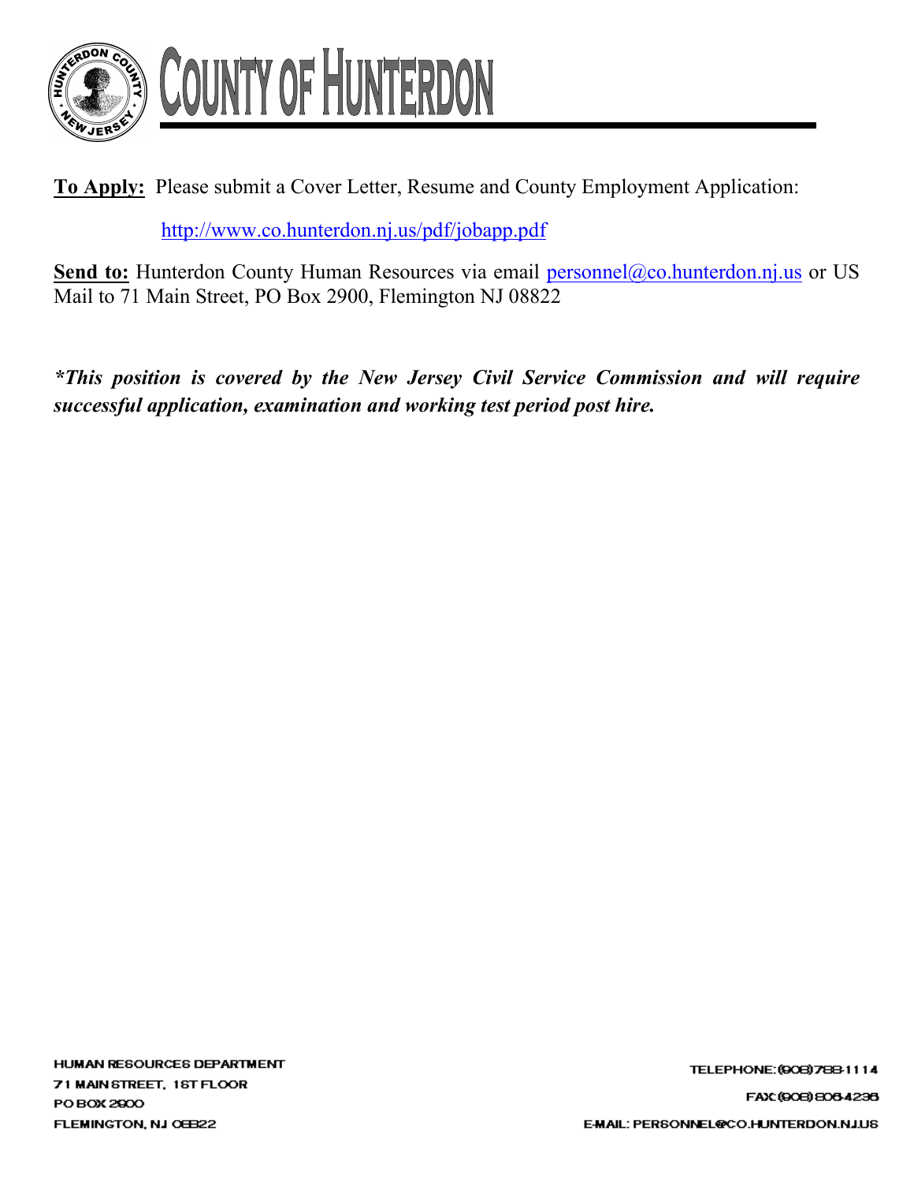# COUNTY OF HUNTERDON

**To Apply:** Please submit a Cover Letter, Resume and County Employment Application:

http://www.co.hunterdon.nj.us/pdf/jobapp.pdf

**Send to:** Hunterdon County Human Resources via email personnel@co.hunterdon.nj.us or US Mail to 71 Main Street, PO Box 2900, Flemington NJ 08822

***This position is covered by the New Jersey Civil Service Commission and will require successful application, examination and working test period post hire.***

HUMAN RESOURCES DEPARTMENT
71 MAIN STREET, 1ST FLOOR
PO BOX 2900
FLEMINGTON, NJ 08822

TELEPHONE: (908) 788-1114
FAX: (908) 806-4236
E-MAIL: PERSONNEL@CO.HUNTERDON.NJ.US